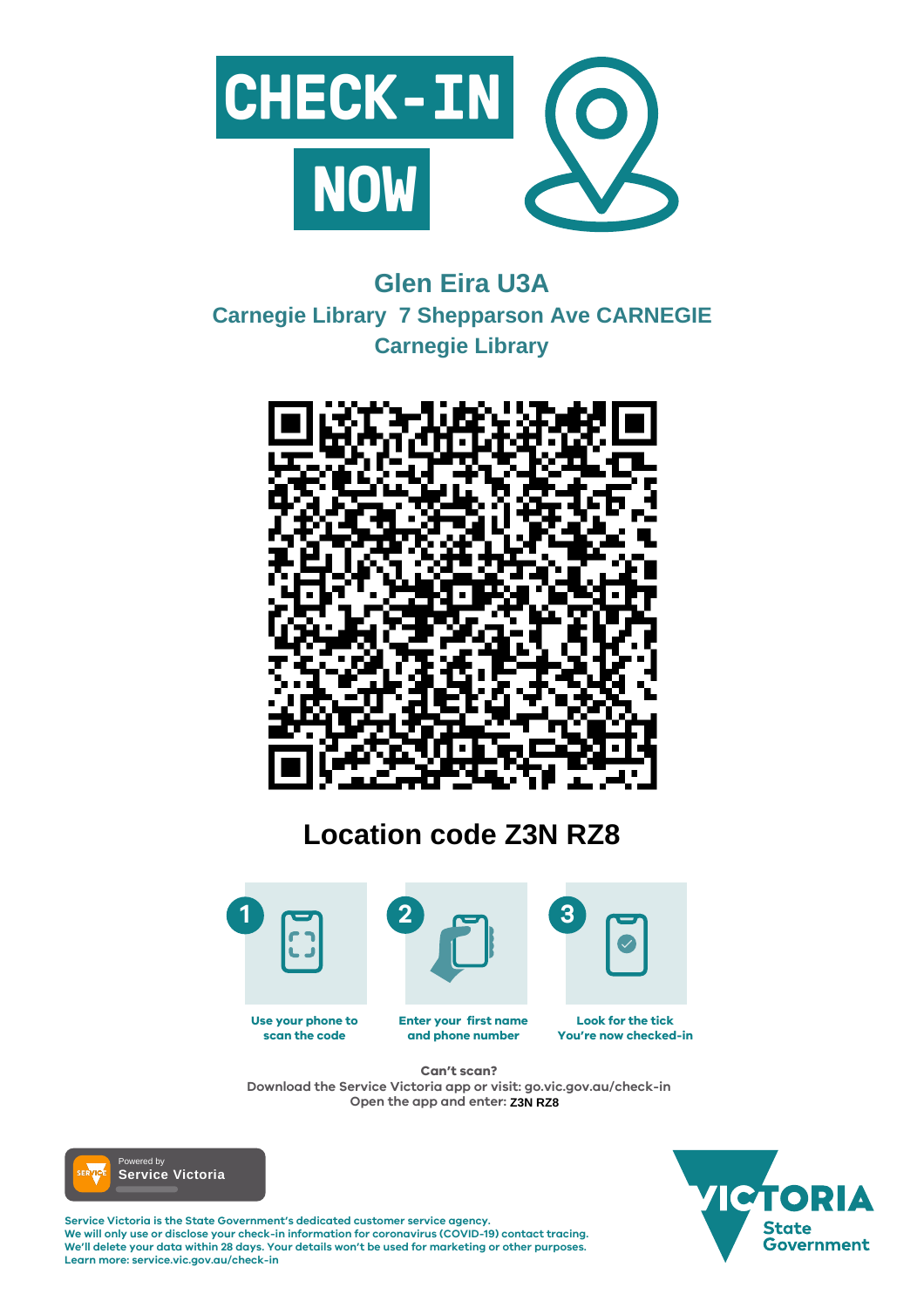# CHECK-IN NOW

## Glen Eira U3A

### Carnegie Library 7 Shepparson Ave CARNEGIE

### Carnegie Library

## Location code Z3N RZ8

1. Use your phone to scan the code
2. Enter your first name and phone number
3. Look for the tick You're now checked-in

**Can't scan?**
Download the Service Victoria app or visit: go.vic.gov.au/check-in
Open the app and enter: **Z3N RZ8**

Powered by Service Victoria

Service Victoria is the State Government's dedicated customer service agency.
We will only use or disclose your check-in information for coronavirus (COVID-19) contact tracing.
We'll delete your data within 28 days. Your details won't be used for marketing or other purposes.
Learn more: service.vic.gov.au/check-in

VICTORIA State Government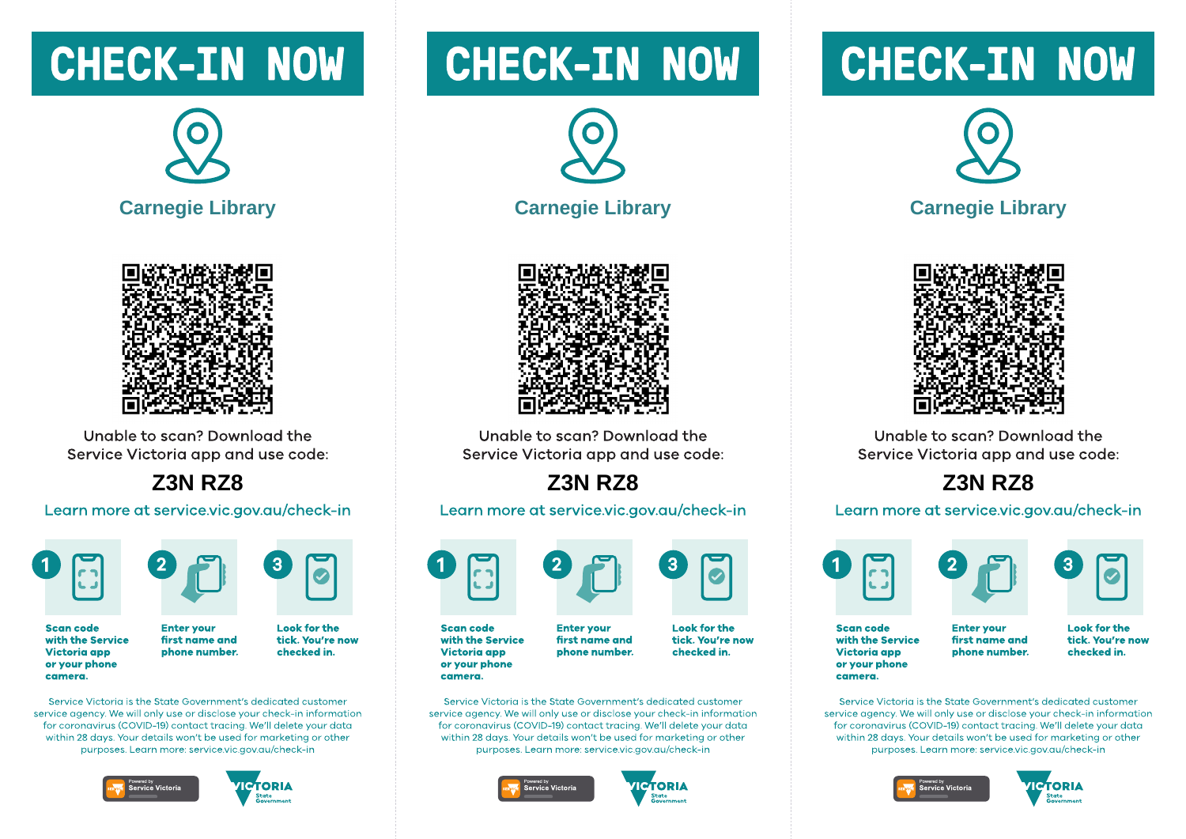# CHECK-IN NOW

## Carnegie Library

Unable to scan? Download the Service Victoria app and use code:

**Z3N RZ8**

Learn more at service.vic.gov.au/check-in

1. **Scan code with the Service Victoria app or your phone camera.**
2. **Enter your first name and phone number.**
3. **Look for the tick. You're now checked in.**

Service Victoria is the State Government's dedicated customer service agency. We will only use or disclose your check-in information for coronavirus (COVID-19) contact tracing. We'll delete your data within 28 days. Your details won't be used for marketing or other purposes. Learn more: service.vic.gov.au/check-in

Powered by Service Victoria

VICTORIA State Government

# CHECK-IN NOW

## Carnegie Library

Unable to scan? Download the Service Victoria app and use code:

**Z3N RZ8**

Learn more at service.vic.gov.au/check-in

1. **Scan code with the Service Victoria app or your phone camera.**
2. **Enter your first name and phone number.**
3. **Look for the tick. You're now checked in.**

Service Victoria is the State Government's dedicated customer service agency. We will only use or disclose your check-in information for coronavirus (COVID-19) contact tracing. We'll delete your data within 28 days. Your details won't be used for marketing or other purposes. Learn more: service.vic.gov.au/check-in

Powered by Service Victoria

VICTORIA State Government

# CHECK-IN NOW

## Carnegie Library

Unable to scan? Download the Service Victoria app and use code:

**Z3N RZ8**

Learn more at service.vic.gov.au/check-in

1. **Scan code with the Service Victoria app or your phone camera.**
2. **Enter your first name and phone number.**
3. **Look for the tick. You're now checked in.**

Service Victoria is the State Government's dedicated customer service agency. We will only use or disclose your check-in information for coronavirus (COVID-19) contact tracing. We'll delete your data within 28 days. Your details won't be used for marketing or other purposes. Learn more: service.vic.gov.au/check-in

Powered by Service Victoria

VICTORIA State Government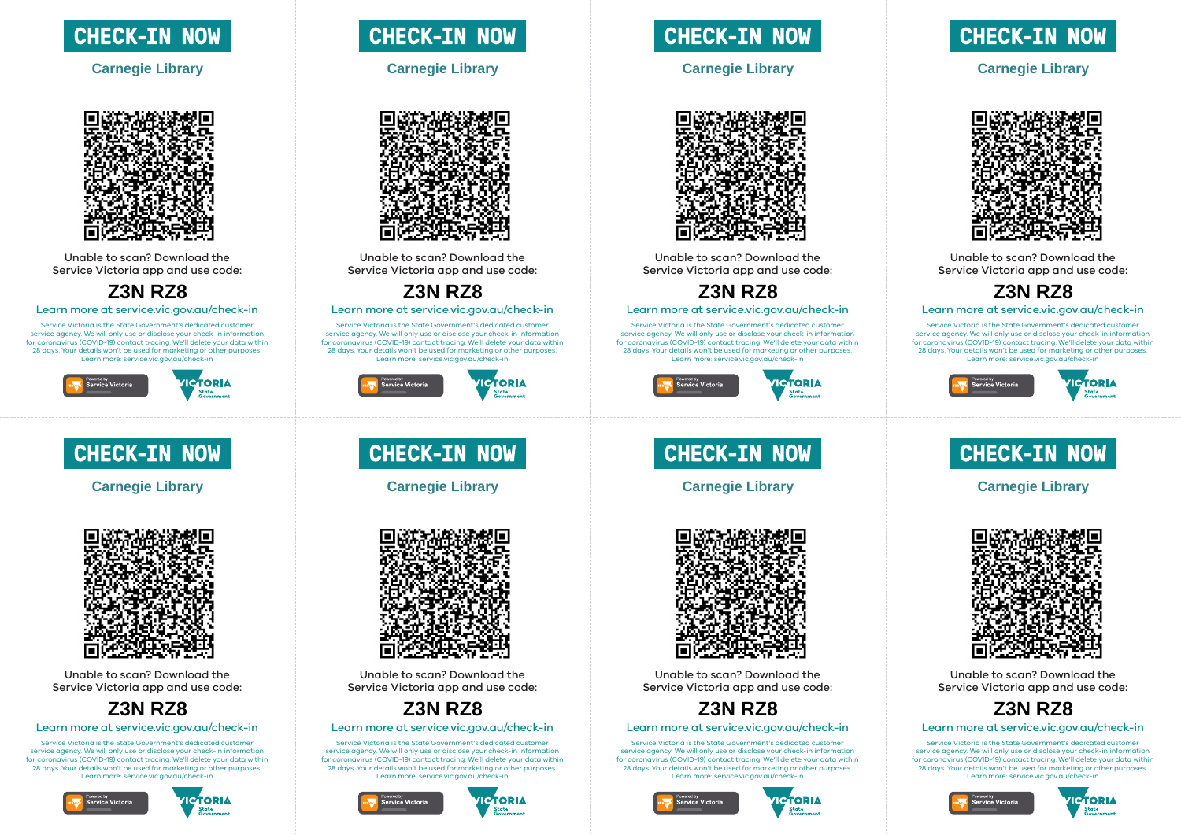# CHECK-IN NOW

## Carnegie Library

Unable to scan? Download the Service Victoria app and use code:

**Z3N RZ8**

Learn more at service.vic.gov.au/check-in

Service Victoria is the State Government's dedicated customer service agency. We will only use or disclose your check-in information for coronavirus (COVID-19) contact tracing. We'll delete your data within 28 days. Your details won't be used for marketing or other purposes. Learn more: service.vic.gov.au/check-in

Powered by Service Victoria

VICTORIA State Government

# CHECK-IN NOW

## Carnegie Library

Unable to scan? Download the Service Victoria app and use code:

**Z3N RZ8**

Learn more at service.vic.gov.au/check-in

Service Victoria is the State Government's dedicated customer service agency. We will only use or disclose your check-in information for coronavirus (COVID-19) contact tracing. We'll delete your data within 28 days. Your details won't be used for marketing or other purposes. Learn more: service.vic.gov.au/check-in

Powered by Service Victoria

VICTORIA State Government

# CHECK-IN NOW

## Carnegie Library

Unable to scan? Download the Service Victoria app and use code:

**Z3N RZ8**

Learn more at service.vic.gov.au/check-in

Service Victoria is the State Government's dedicated customer service agency. We will only use or disclose your check-in information for coronavirus (COVID-19) contact tracing. We'll delete your data within 28 days. Your details won't be used for marketing or other purposes. Learn more: service.vic.gov.au/check-in

Powered by Service Victoria

VICTORIA State Government

# CHECK-IN NOW

## Carnegie Library

Unable to scan? Download the Service Victoria app and use code:

**Z3N RZ8**

Learn more at service.vic.gov.au/check-in

Service Victoria is the State Government's dedicated customer service agency. We will only use or disclose your check-in information for coronavirus (COVID-19) contact tracing. We'll delete your data within 28 days. Your details won't be used for marketing or other purposes. Learn more: service.vic.gov.au/check-in

Powered by Service Victoria

VICTORIA State Government

# CHECK-IN NOW

## Carnegie Library

Unable to scan? Download the Service Victoria app and use code:

**Z3N RZ8**

Learn more at service.vic.gov.au/check-in

Service Victoria is the State Government's dedicated customer service agency. We will only use or disclose your check-in information for coronavirus (COVID-19) contact tracing. We'll delete your data within 28 days. Your details won't be used for marketing or other purposes. Learn more: service.vic.gov.au/check-in

Powered by Service Victoria

VICTORIA State Government

# CHECK-IN NOW

## Carnegie Library

Unable to scan? Download the Service Victoria app and use code:

**Z3N RZ8**

Learn more at service.vic.gov.au/check-in

Service Victoria is the State Government's dedicated customer service agency. We will only use or disclose your check-in information for coronavirus (COVID-19) contact tracing. We'll delete your data within 28 days. Your details won't be used for marketing or other purposes. Learn more: service.vic.gov.au/check-in

Powered by Service Victoria

VICTORIA State Government

# CHECK-IN NOW

## Carnegie Library

Unable to scan? Download the Service Victoria app and use code:

**Z3N RZ8**

Learn more at service.vic.gov.au/check-in

Service Victoria is the State Government's dedicated customer service agency. We will only use or disclose your check-in information for coronavirus (COVID-19) contact tracing. We'll delete your data within 28 days. Your details won't be used for marketing or other purposes. Learn more: service.vic.gov.au/check-in

Powered by Service Victoria

VICTORIA State Government

# CHECK-IN NOW

## Carnegie Library

Unable to scan? Download the Service Victoria app and use code:

**Z3N RZ8**

Learn more at service.vic.gov.au/check-in

Service Victoria is the State Government's dedicated customer service agency. We will only use or disclose your check-in information for coronavirus (COVID-19) contact tracing. We'll delete your data within 28 days. Your details won't be used for marketing or other purposes. Learn more: service.vic.gov.au/check-in

Powered by Service Victoria

VICTORIA State Government